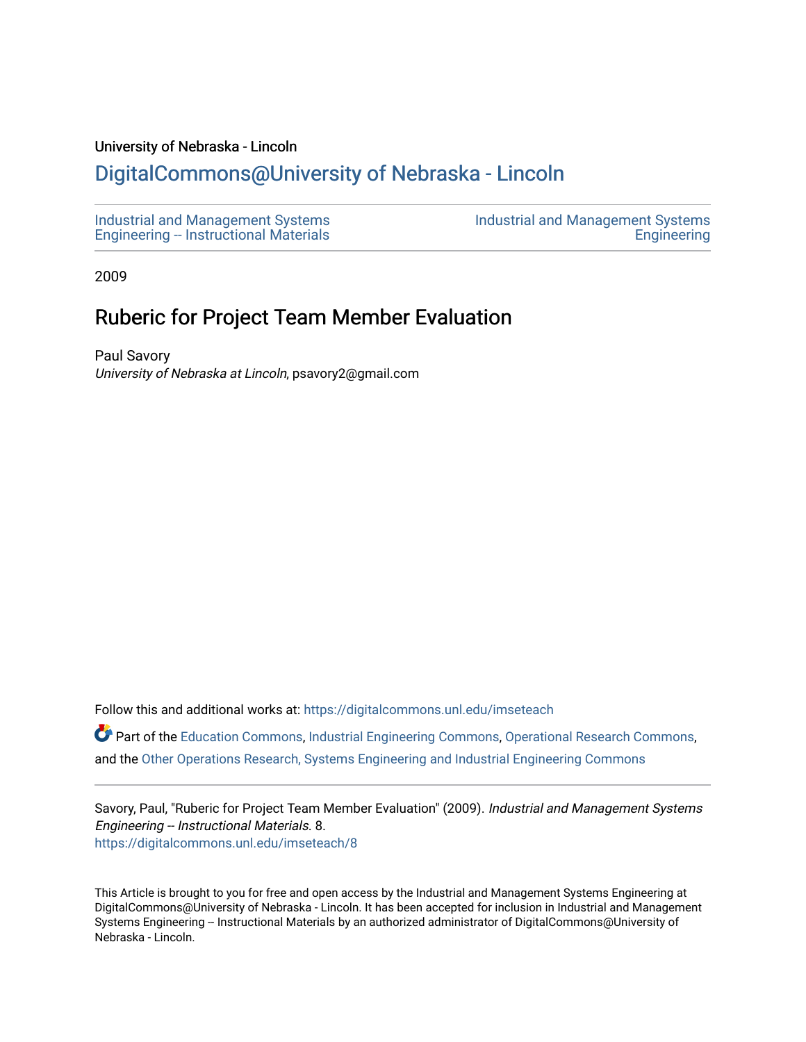University of Nebraska - Lincoln

DigitalCommons@University of Nebraska - Lincoln

Industrial and Management Systems Engineering -- Instructional Materials

Industrial and Management Systems Engineering

2009

# Ruberic for Project Team Member Evaluation

Paul Savory
*University of Nebraska at Lincoln*, psavory2@gmail.com

Follow this and additional works at: https://digitalcommons.unl.edu/imseteach

Part of the Education Commons, Industrial Engineering Commons, Operational Research Commons, and the Other Operations Research, Systems Engineering and Industrial Engineering Commons

Savory, Paul, "Ruberic for Project Team Member Evaluation" (2009). *Industrial and Management Systems Engineering -- Instructional Materials*. 8.
https://digitalcommons.unl.edu/imseteach/8

This Article is brought to you for free and open access by the Industrial and Management Systems Engineering at DigitalCommons@University of Nebraska - Lincoln. It has been accepted for inclusion in Industrial and Management Systems Engineering -- Instructional Materials by an authorized administrator of DigitalCommons@University of Nebraska - Lincoln.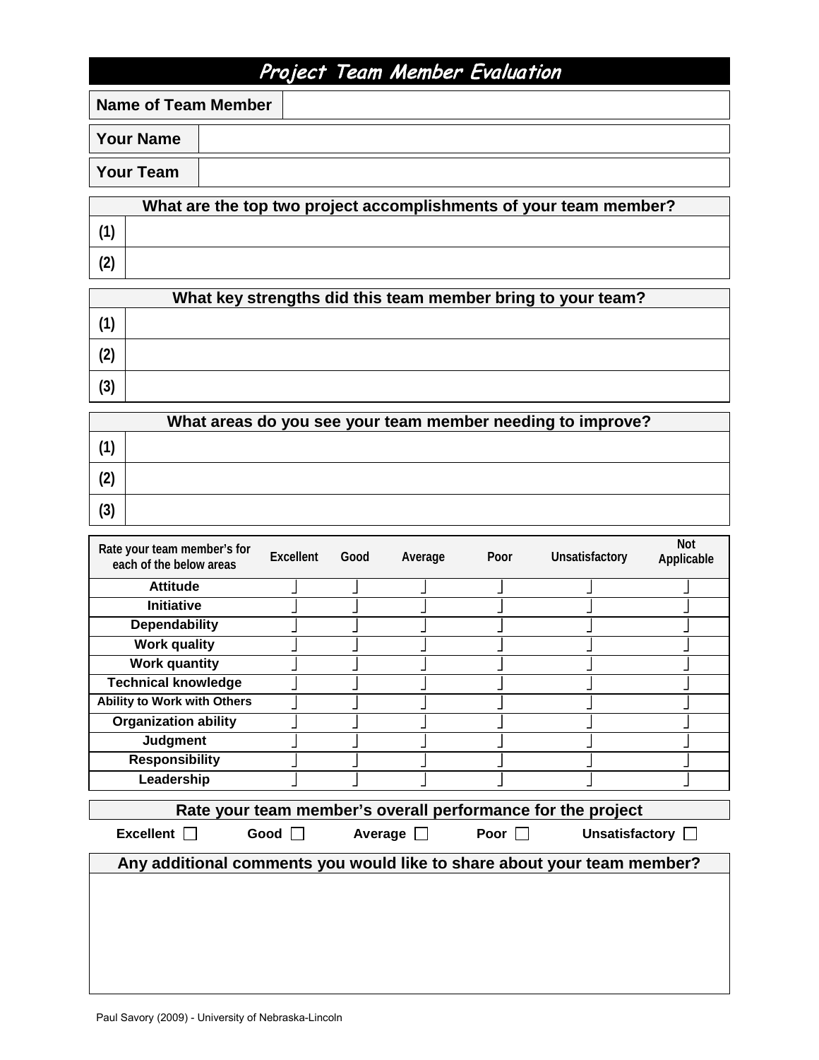# Project Team Member Evaluation

| | |
|---|---|
| **Name of Team Member** | |
| **Your Name** | |
| **Your Team** | |

| **What are the top two project accomplishments of your team member?** | |
|---|---|
| (1) | |
| (2) | |

| **What key strengths did this team member bring to your team?** | |
|---|---|
| (1) | |
| (2) | |
| (3) | |

| **What areas do you see your team member needing to improve?** | |
|---|---|
| (1) | |
| (2) | |
| (3) | |

| Rate your team member's for each of the below areas | Excellent | Good | Average | Poor | Unsatisfactory | Not Applicable |
|---|---|---|---|---|---|---|
| **Attitude** | ⌋ | ⌋ | ⌋ | ⌋ | ⌋ | ⌋ |
| **Initiative** | ⌋ | ⌋ | ⌋ | ⌋ | ⌋ | ⌋ |
| **Dependability** | ⌋ | ⌋ | ⌋ | ⌋ | ⌋ | ⌋ |
| **Work quality** | ⌋ | ⌋ | ⌋ | ⌋ | ⌋ | ⌋ |
| **Work quantity** | ⌋ | ⌋ | ⌋ | ⌋ | ⌋ | ⌋ |
| **Technical knowledge** | ⌋ | ⌋ | ⌋ | ⌋ | ⌋ | ⌋ |
| **Ability to Work with Others** | ⌋ | ⌋ | ⌋ | ⌋ | ⌋ | ⌋ |
| **Organization ability** | ⌋ | ⌋ | ⌋ | ⌋ | ⌋ | ⌋ |
| **Judgment** | ⌋ | ⌋ | ⌋ | ⌋ | ⌋ | ⌋ |
| **Responsibility** | ⌋ | ⌋ | ⌋ | ⌋ | ⌋ | ⌋ |
| **Leadership** | ⌋ | ⌋ | ⌋ | ⌋ | ⌋ | ⌋ |

**Rate your team member's overall performance for the project**

**Excellent** ☐ **Good** ☐ **Average** ☐ **Poor** ☐ **Unsatisfactory** ☐

**Any additional comments you would like to share about your team member?**

Paul Savory (2009) - University of Nebraska-Lincoln